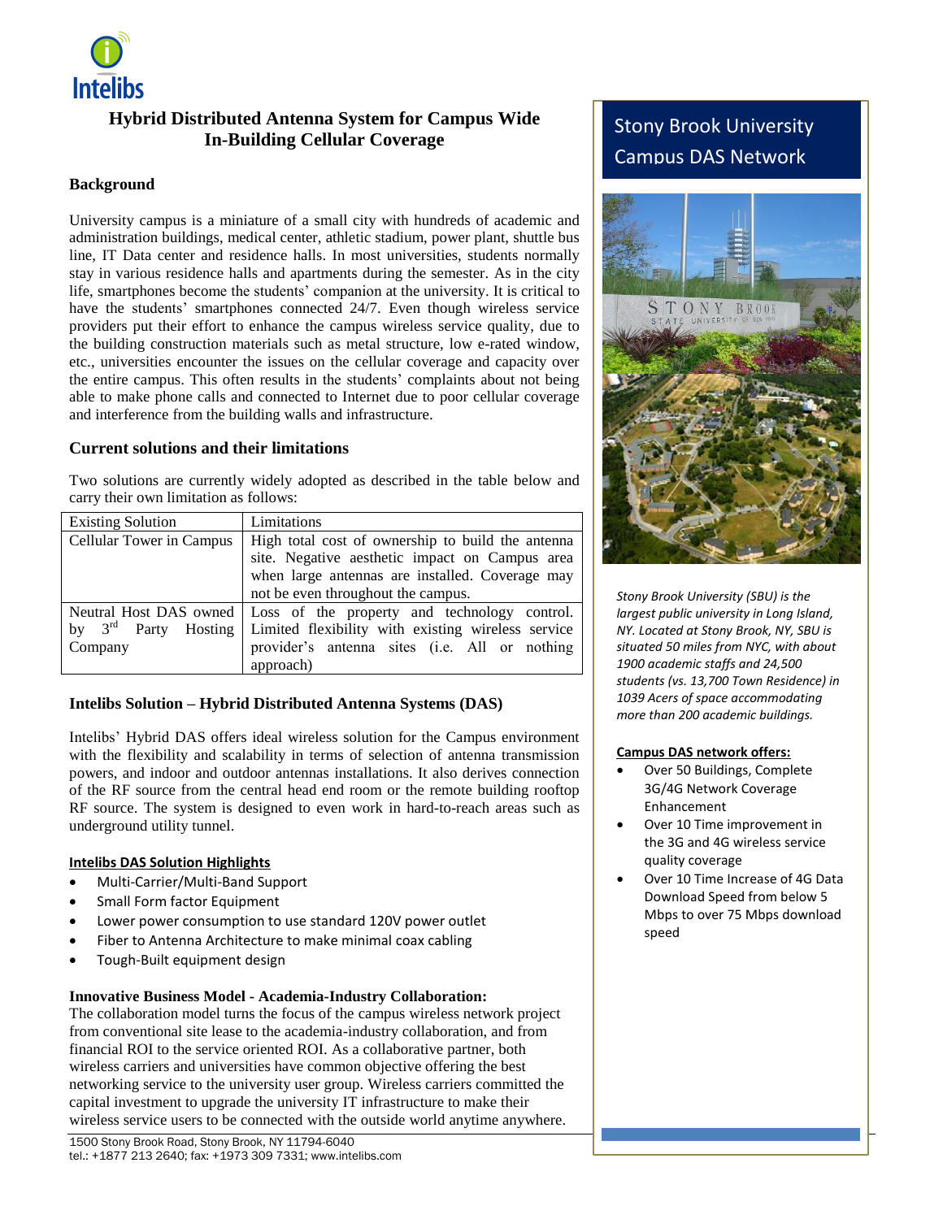Intelibs

# Hybrid Distributed Antenna System for Campus Wide In-Building Cellular Coverage

## Background

University campus is a miniature of a small city with hundreds of academic and administration buildings, medical center, athletic stadium, power plant, shuttle bus line, IT Data center and residence halls. In most universities, students normally stay in various residence halls and apartments during the semester. As in the city life, smartphones become the students' companion at the university. It is critical to have the students' smartphones connected 24/7. Even though wireless service providers put their effort to enhance the campus wireless service quality, due to the building construction materials such as metal structure, low e-rated window, etc., universities encounter the issues on the cellular coverage and capacity over the entire campus. This often results in the students' complaints about not being able to make phone calls and connected to Internet due to poor cellular coverage and interference from the building walls and infrastructure.

## Current solutions and their limitations

Two solutions are currently widely adopted as described in the table below and carry their own limitation as follows:

| Existing Solution | Limitations |
| --- | --- |
| Cellular Tower in Campus | High total cost of ownership to build the antenna site. Negative aesthetic impact on Campus area when large antennas are installed. Coverage may not be even throughout the campus. |
| Neutral Host DAS owned by 3rd Party Hosting Company | Loss of the property and technology control. Limited flexibility with existing wireless service provider's antenna sites (i.e. All or nothing approach) |

## Intelibs Solution – Hybrid Distributed Antenna Systems (DAS)

Intelibs' Hybrid DAS offers ideal wireless solution for the Campus environment with the flexibility and scalability in terms of selection of antenna transmission powers, and indoor and outdoor antennas installations. It also derives connection of the RF source from the central head end room or the remote building rooftop RF source. The system is designed to even work in hard-to-reach areas such as underground utility tunnel.

### Intelibs DAS Solution Highlights

- Multi-Carrier/Multi-Band Support
- Small Form factor Equipment
- Lower power consumption to use standard 120V power outlet
- Fiber to Antenna Architecture to make minimal coax cabling
- Tough-Built equipment design

**Innovative Business Model - Academia-Industry Collaboration:**
The collaboration model turns the focus of the campus wireless network project from conventional site lease to the academia-industry collaboration, and from financial ROI to the service oriented ROI. As a collaborative partner, both wireless carriers and universities have common objective offering the best networking service to the university user group. Wireless carriers committed the capital investment to upgrade the university IT infrastructure to make their wireless service users to be connected with the outside world anytime anywhere.

## Stony Brook University Campus DAS Network

*Stony Brook University (SBU) is the largest public university in Long Island, NY. Located at Stony Brook, NY, SBU is situated 50 miles from NYC, with about 1900 academic staffs and 24,500 students (vs. 13,700 Town Residence) in 1039 Acers of space accommodating more than 200 academic buildings.*

**Campus DAS network offers:**

- Over 50 Buildings, Complete 3G/4G Network Coverage Enhancement
- Over 10 Time improvement in the 3G and 4G wireless service quality coverage
- Over 10 Time Increase of 4G Data Download Speed from below 5 Mbps to over 75 Mbps download speed

1500 Stony Brook Road, Stony Brook, NY 11794-6040
tel.: +1877 213 2640; fax: +1973 309 7331; www.intelibs.com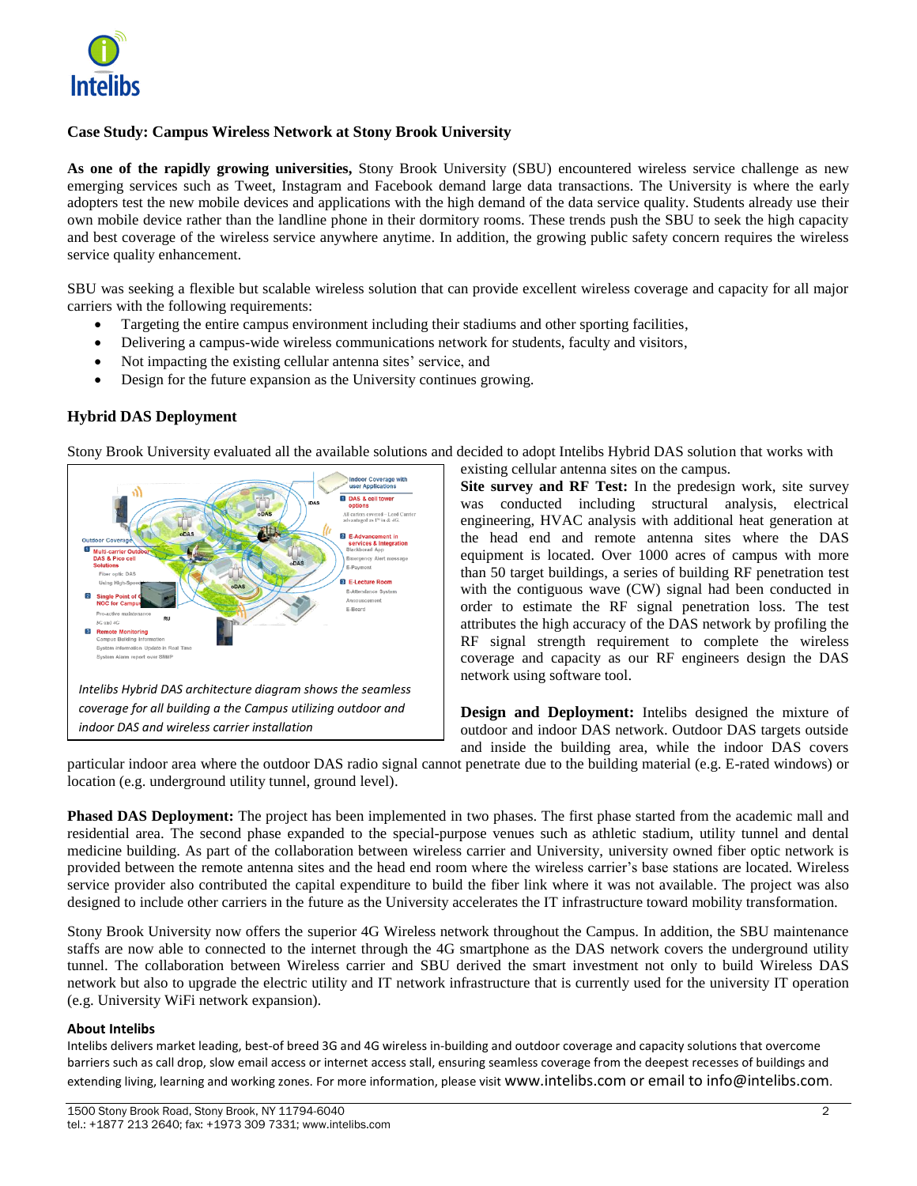Intelibs

## Case Study: Campus Wireless Network at Stony Brook University

**As one of the rapidly growing universities,** Stony Brook University (SBU) encountered wireless service challenge as new emerging services such as Tweet, Instagram and Facebook demand large data transactions. The University is where the early adopters test the new mobile devices and applications with the high demand of the data service quality. Students already use their own mobile device rather than the landline phone in their dormitory rooms. These trends push the SBU to seek the high capacity and best coverage of the wireless service anywhere anytime. In addition, the growing public safety concern requires the wireless service quality enhancement.

SBU was seeking a flexible but scalable wireless solution that can provide excellent wireless coverage and capacity for all major carriers with the following requirements:

- Targeting the entire campus environment including their stadiums and other sporting facilities,
- Delivering a campus-wide wireless communications network for students, faculty and visitors,
- Not impacting the existing cellular antenna sites' service, and
- Design for the future expansion as the University continues growing.

### Hybrid DAS Deployment

Stony Brook University evaluated all the available solutions and decided to adopt Intelibs Hybrid DAS solution that works with existing cellular antenna sites on the campus.

*Intelibs Hybrid DAS architecture diagram shows the seamless coverage for all building a the Campus utilizing outdoor and indoor DAS and wireless carrier installation*

**Site survey and RF Test:** In the predesign work, site survey was conducted including structural analysis, electrical engineering, HVAC analysis with additional heat generation at the head end and remote antenna sites where the DAS equipment is located. Over 1000 acres of campus with more than 50 target buildings, a series of building RF penetration test with the contiguous wave (CW) signal had been conducted in order to estimate the RF signal penetration loss. The test attributes the high accuracy of the DAS network by profiling the RF signal strength requirement to complete the wireless coverage and capacity as our RF engineers design the DAS network using software tool.

**Design and Deployment:** Intelibs designed the mixture of outdoor and indoor DAS network. Outdoor DAS targets outside and inside the building area, while the indoor DAS covers particular indoor area where the outdoor DAS radio signal cannot penetrate due to the building material (e.g. E-rated windows) or location (e.g. underground utility tunnel, ground level).

**Phased DAS Deployment:** The project has been implemented in two phases. The first phase started from the academic mall and residential area. The second phase expanded to the special-purpose venues such as athletic stadium, utility tunnel and dental medicine building. As part of the collaboration between wireless carrier and University, university owned fiber optic network is provided between the remote antenna sites and the head end room where the wireless carrier's base stations are located. Wireless service provider also contributed the capital expenditure to build the fiber link where it was not available. The project was also designed to include other carriers in the future as the University accelerates the IT infrastructure toward mobility transformation.

Stony Brook University now offers the superior 4G Wireless network throughout the Campus. In addition, the SBU maintenance staffs are now able to connected to the internet through the 4G smartphone as the DAS network covers the underground utility tunnel. The collaboration between Wireless carrier and SBU derived the smart investment not only to build Wireless DAS network but also to upgrade the electric utility and IT network infrastructure that is currently used for the university IT operation (e.g. University WiFi network expansion).

#### About Intelibs

Intelibs delivers market leading, best-of breed 3G and 4G wireless in-building and outdoor coverage and capacity solutions that overcome barriers such as call drop, slow email access or internet access stall, ensuring seamless coverage from the deepest recesses of buildings and extending living, learning and working zones. For more information, please visit www.intelibs.com or email to info@intelibs.com.

1500 Stony Brook Road, Stony Brook, NY 11794-6040
tel.: +1877 213 2640; fax: +1973 309 7331; www.intelibs.com